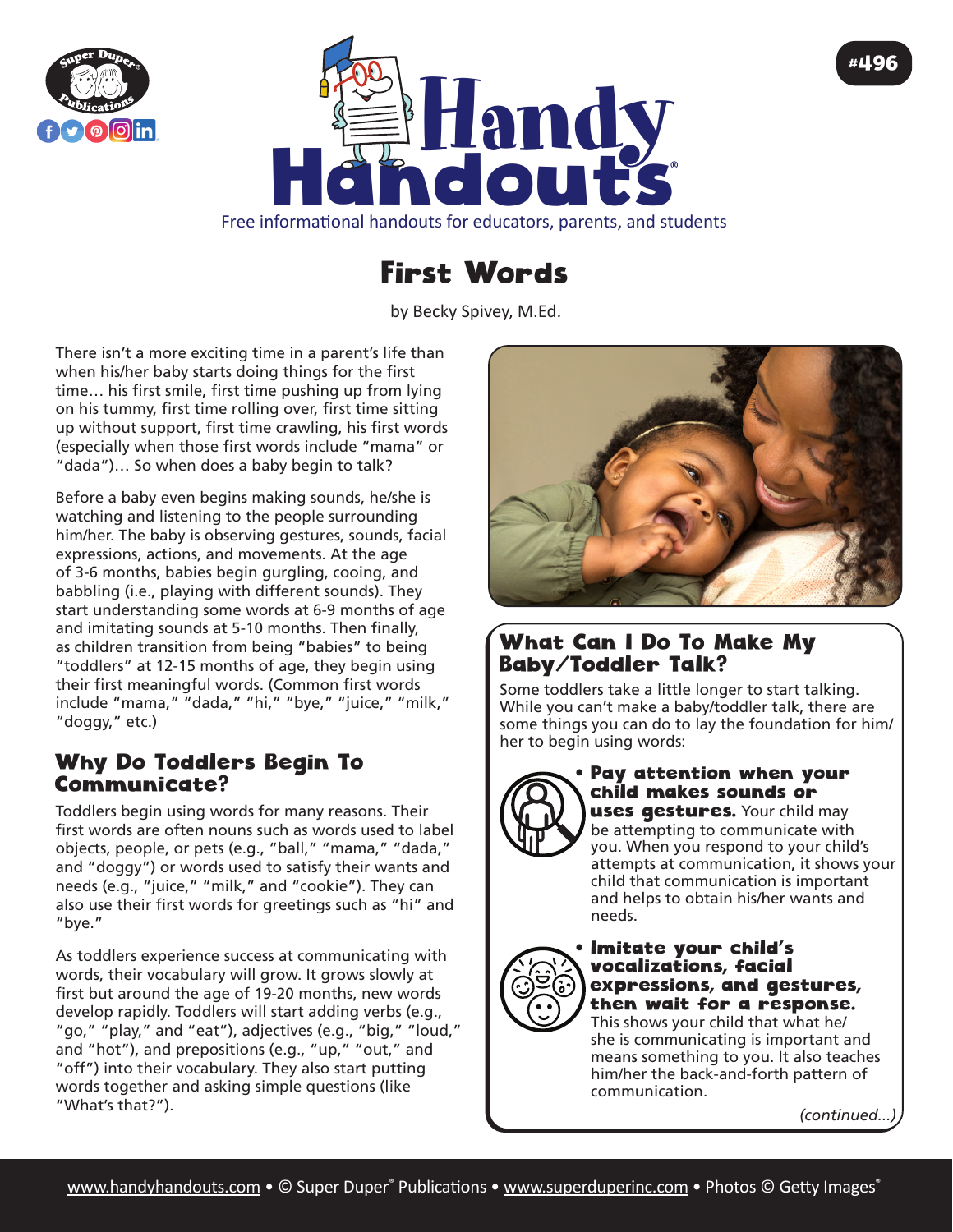#496

# Handy Handouts®

Free informational handouts for educators, parents, and students

# First Words

by Becky Spivey, M.Ed.

There isn't a more exciting time in a parent's life than when his/her baby starts doing things for the first time… his first smile, first time pushing up from lying on his tummy, first time rolling over, first time sitting up without support, first time crawling, his first words (especially when those first words include "mama" or "dada")… So when does a baby begin to talk?

Before a baby even begins making sounds, he/she is watching and listening to the people surrounding him/her. The baby is observing gestures, sounds, facial expressions, actions, and movements. At the age of 3-6 months, babies begin gurgling, cooing, and babbling (i.e., playing with different sounds). They start understanding some words at 6-9 months of age and imitating sounds at 5-10 months. Then finally, as children transition from being "babies" to being "toddlers" at 12-15 months of age, they begin using their first meaningful words. (Common first words include "mama," "dada," "hi," "bye," "juice," "milk," "doggy," etc.)

## Why Do Toddlers Begin To Communicate?

Toddlers begin using words for many reasons. Their first words are often nouns such as words used to label objects, people, or pets (e.g., "ball," "mama," "dada," and "doggy") or words used to satisfy their wants and needs (e.g., "juice," "milk," and "cookie"). They can also use their first words for greetings such as "hi" and "bye."

As toddlers experience success at communicating with words, their vocabulary will grow. It grows slowly at first but around the age of 19-20 months, new words develop rapidly. Toddlers will start adding verbs (e.g., "go," "play," and "eat"), adjectives (e.g., "big," "loud," and "hot"), and prepositions (e.g., "up," "out," and "off") into their vocabulary. They also start putting words together and asking simple questions (like "What's that?").

## What Can I Do To Make My Baby/Toddler Talk?

Some toddlers take a little longer to start talking. While you can't make a baby/toddler talk, there are some things you can do to lay the foundation for him/her to begin using words:

- **Pay attention when your child makes sounds or uses gestures.** Your child may be attempting to communicate with you. When you respond to your child's attempts at communication, it shows your child that communication is important and helps to obtain his/her wants and needs.
- **Imitate your child's vocalizations, facial expressions, and gestures, then wait for a response.** This shows your child that what he/she is communicating is important and means something to you. It also teaches him/her the back-and-forth pattern of communication.

*(continued...)*

www.handyhandouts.com • © Super Duper® Publications • www.superduperinc.com • Photos © Getty Images®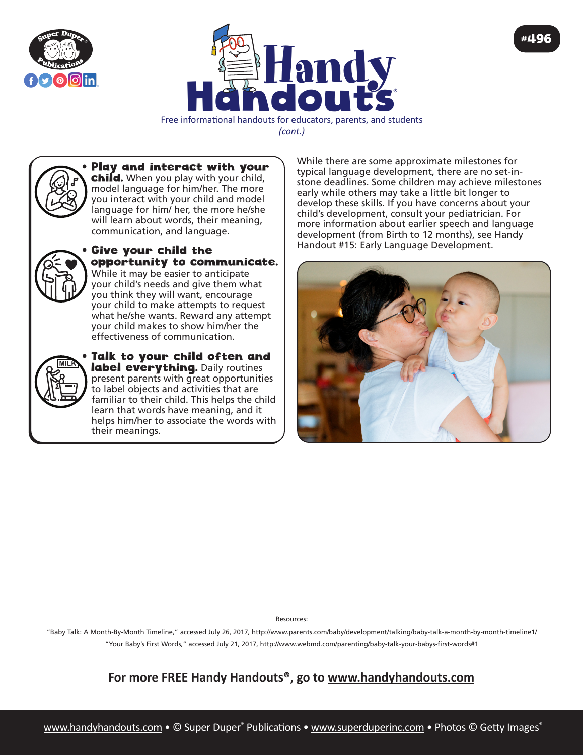*(cont.)*

- **Play and interact with your child.** When you play with your child, model language for him/her. The more you interact with your child and model language for him/ her, the more he/she will learn about words, their meaning, communication, and language.

- **Give your child the opportunity to communicate.** While it may be easier to anticipate your child's needs and give them what you think they will want, encourage your child to make attempts to request what he/she wants. Reward any attempt your child makes to show him/her the effectiveness of communication.

- **Talk to your child often and label everything.** Daily routines present parents with great opportunities to label objects and activities that are familiar to their child. This helps the child learn that words have meaning, and it helps him/her to associate the words with their meanings.

While there are some approximate milestones for typical language development, there are no set-in-stone deadlines. Some children may achieve milestones early while others may take a little bit longer to develop these skills. If you have concerns about your child's development, consult your pediatrician. For more information about earlier speech and language development (from Birth to 12 months), see Handy Handout #15: Early Language Development.

Resources:

"Baby Talk: A Month-By-Month Timeline," accessed July 26, 2017, http://www.parents.com/baby/development/talking/baby-talk-a-month-by-month-timeline1/

"Your Baby's First Words," accessed July 21, 2017, http://www.webmd.com/parenting/baby-talk-your-babys-first-words#1

**For more FREE Handy Handouts®, go to www.handyhandouts.com**